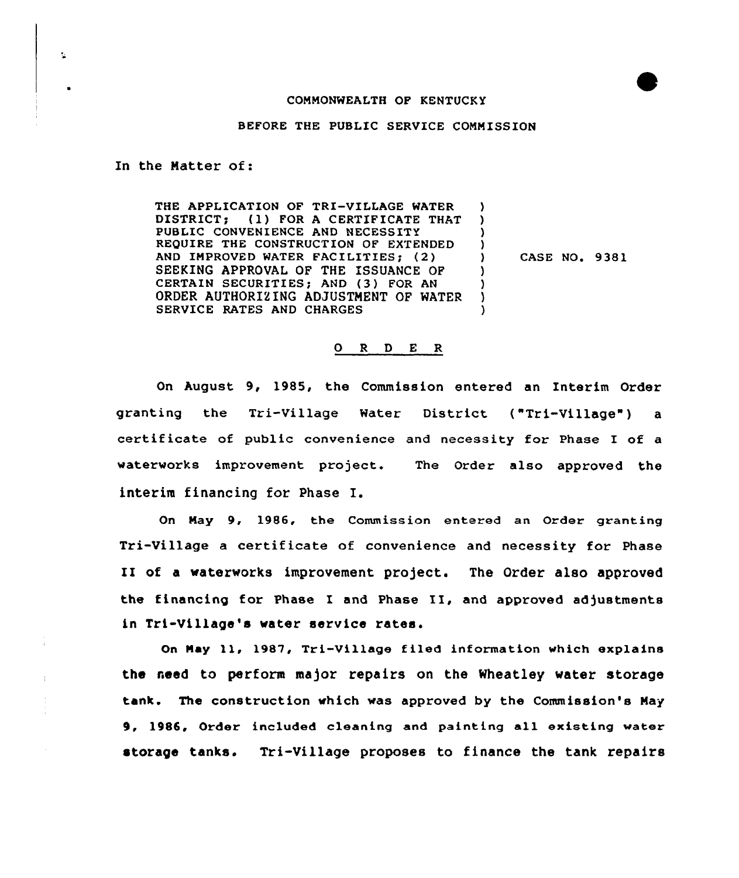COMMONWEALTH OF KENTUCKY

BEFORE THE PUBLIC SERVICE COMMISSION

In the Matter of:

| | | |
|---|---|---|
| THE APPLICATION OF TRI-VILLAGE WATER DISTRICT; (1) FOR A CERTIFICATE THAT PUBLIC CONVENIENCE AND NECESSITY REQUIRE THE CONSTRUCTION OF EXTENDED AND IMPROVED WATER FACILITIES; (2) SEEKING APPROVAL OF THE ISSUANCE OF CERTAIN SECURITIES; AND (3) FOR AN ORDER AUTHORIZING ADJUSTMENT OF WATER SERVICE RATES AND CHARGES | ) | CASE NO. 9381 |

## O R D E R

On August 9, 1985, the Commission entered an Interim Order granting the Tri-Village Water District ("Tri-Village") a certificate of public convenience and necessity for Phase I of a waterworks improvement project. The Order also approved the interim financing for Phase I.

On May 9, 1986, the Commission entered an Order granting Tri-Village a certificate of convenience and necessity for Phase II of a waterworks improvement project. The Order also approved the financing for Phase I and Phase II, and approved adjustments in Tri-Village's water service rates.

On May 11, 1987, Tri-Village filed information which explains the need to perform major repairs on the Wheatley water storage tank. The construction which was approved by the Commission's May 9, 1986, Order included cleaning and painting all existing water storage tanks. Tri-Village proposes to finance the tank repairs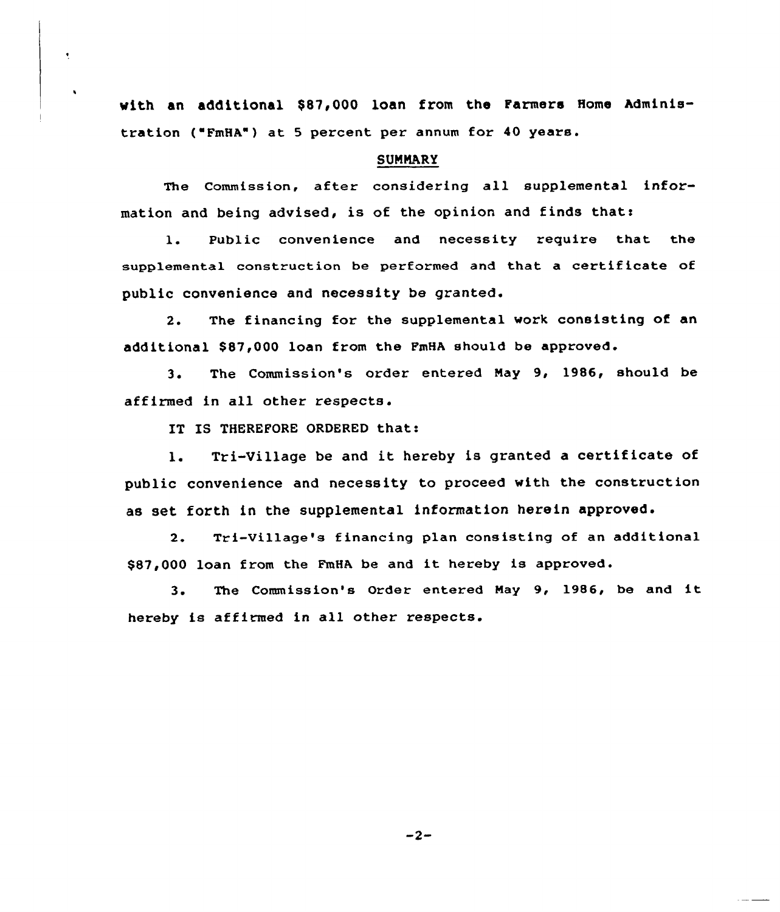with an additional $87,000 loan from the Farmers Home Administration ("FmHA") at 5 percent per annum for 40 years.

## SUMMARY

The Commission, after considering all supplemental information and being advised, is of the opinion and finds that:

1. Public convenience and necessity require that the supplemental construction be performed and that a certificate of public convenience and necessity be granted.

2. The financing for the supplemental work consisting of an additional $87,000 loan from the FmHA should be approved.

3. The Commission's order entered May 9, 1986, should be affirmed in all other respects.

IT IS THEREFORE ORDERED that:

1. Tri-Village be and it hereby is granted a certificate of public convenience and necessity to proceed with the construction as set forth in the supplemental information herein approved.

2. Tri-Village's financing plan consisting of an additional $87,000 loan from the FmHA be and it hereby is approved.

3. The Commission's Order entered May 9, 1986, be and it hereby is affirmed in all other respects.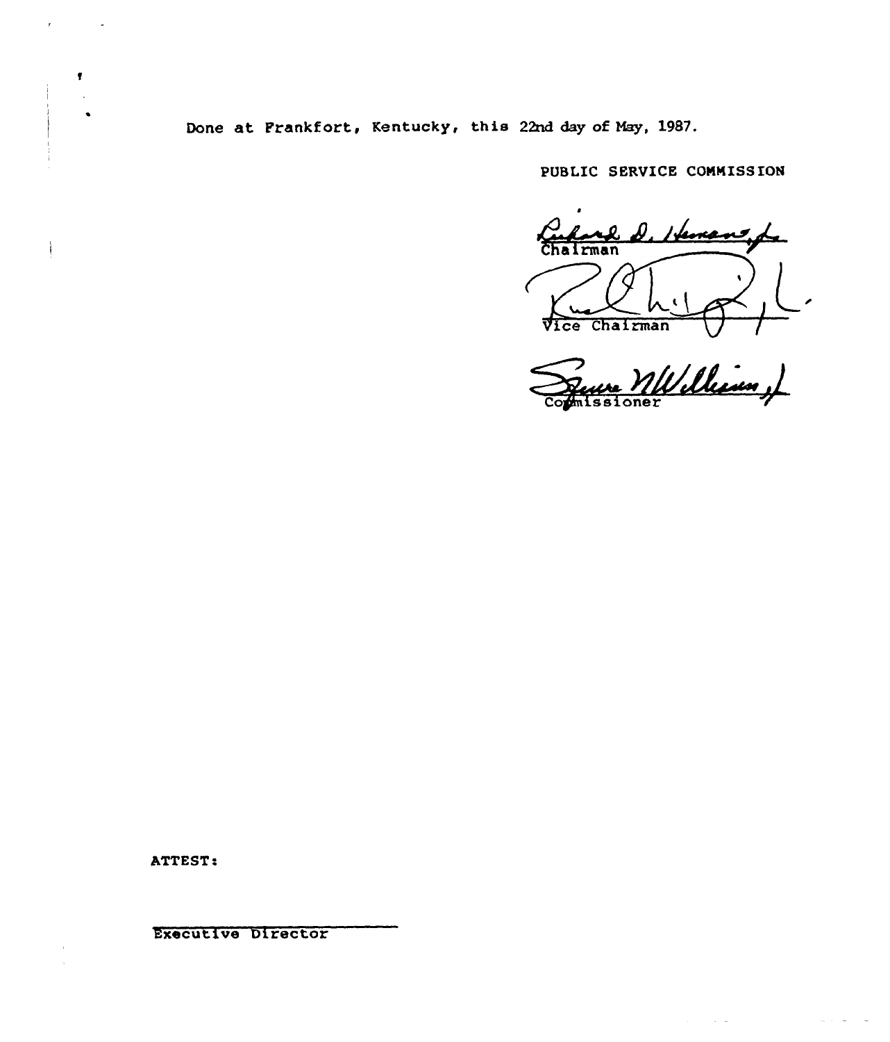Done at Frankfort, Kentucky, this 22nd day of May, 1987.

PUBLIC SERVICE COMMISSION

Chairman

Vice Chairman

Commissioner

ATTEST:

Executive Director